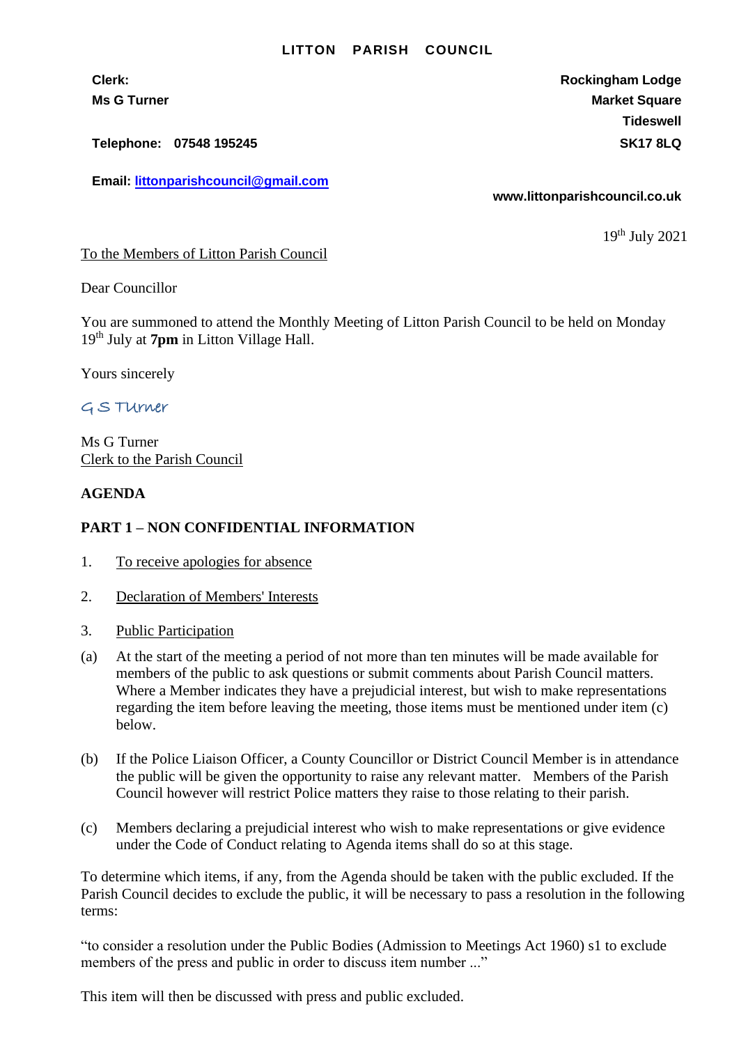**LITTON PARISH COUNCIL**

**Clerk:**
**Ms G Turner**

**Telephone: 07548 195245**

**Email: [littonparishcouncil@gmail.com](mailto:littonparishcouncil@gmail.com)**

**Rockingham Lodge**
**Market Square**
**Tideswell**
**SK17 8LQ**

**www.littonparishcouncil.co.uk**

19th July 2021

To the Members of Litton Parish Council

Dear Councillor

You are summoned to attend the Monthly Meeting of Litton Parish Council to be held on Monday 19th July at **7pm** in Litton Village Hall.

Yours sincerely

G S Turner

Ms G Turner
Clerk to the Parish Council

**AGENDA**

**PART 1 – NON CONFIDENTIAL INFORMATION**

1. To receive apologies for absence

2. Declaration of Members' Interests

3. Public Participation

(a) At the start of the meeting a period of not more than ten minutes will be made available for members of the public to ask questions or submit comments about Parish Council matters. Where a Member indicates they have a prejudicial interest, but wish to make representations regarding the item before leaving the meeting, those items must be mentioned under item (c) below.

(b) If the Police Liaison Officer, a County Councillor or District Council Member is in attendance the public will be given the opportunity to raise any relevant matter. Members of the Parish Council however will restrict Police matters they raise to those relating to their parish.

(c) Members declaring a prejudicial interest who wish to make representations or give evidence under the Code of Conduct relating to Agenda items shall do so at this stage.

To determine which items, if any, from the Agenda should be taken with the public excluded. If the Parish Council decides to exclude the public, it will be necessary to pass a resolution in the following terms:

"to consider a resolution under the Public Bodies (Admission to Meetings Act 1960) s1 to exclude members of the press and public in order to discuss item number ..."

This item will then be discussed with press and public excluded.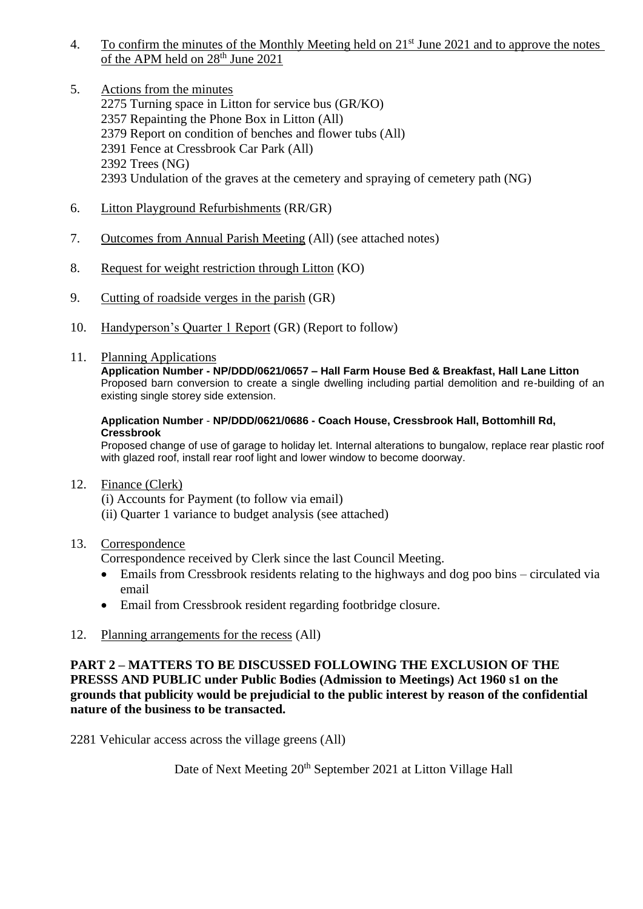4. To confirm the minutes of the Monthly Meeting held on 21st June 2021 and to approve the notes of the APM held on 28th June 2021

5. Actions from the minutes
   2275 Turning space in Litton for service bus (GR/KO)
   2357 Repainting the Phone Box in Litton (All)
   2379 Report on condition of benches and flower tubs (All)
   2391 Fence at Cressbrook Car Park (All)
   2392 Trees (NG)
   2393 Undulation of the graves at the cemetery and spraying of cemetery path (NG)

6. Litton Playground Refurbishments (RR/GR)

7. Outcomes from Annual Parish Meeting (All) (see attached notes)

8. Request for weight restriction through Litton (KO)

9. Cutting of roadside verges in the parish (GR)

10. Handyperson's Quarter 1 Report (GR) (Report to follow)

11. Planning Applications

    **Application Number - NP/DDD/0621/0657 – Hall Farm House Bed & Breakfast, Hall Lane Litton**
    Proposed barn conversion to create a single dwelling including partial demolition and re-building of an existing single storey side extension.

    **Application Number - NP/DDD/0621/0686 - Coach House, Cressbrook Hall, Bottomhill Rd, Cressbrook**
    Proposed change of use of garage to holiday let. Internal alterations to bungalow, replace rear plastic roof with glazed roof, install rear roof light and lower window to become doorway.

12. Finance (Clerk)
    (i) Accounts for Payment (to follow via email)
    (ii) Quarter 1 variance to budget analysis (see attached)

13. Correspondence
    Correspondence received by Clerk since the last Council Meeting.
    - Emails from Cressbrook residents relating to the highways and dog poo bins – circulated via email
    - Email from Cressbrook resident regarding footbridge closure.

12. Planning arrangements for the recess (All)

**PART 2 – MATTERS TO BE DISCUSSED FOLLOWING THE EXCLUSION OF THE PRESSS AND PUBLIC under Public Bodies (Admission to Meetings) Act 1960 s1 on the grounds that publicity would be prejudicial to the public interest by reason of the confidential nature of the business to be transacted.**

2281 Vehicular access across the village greens (All)

Date of Next Meeting 20th September 2021 at Litton Village Hall